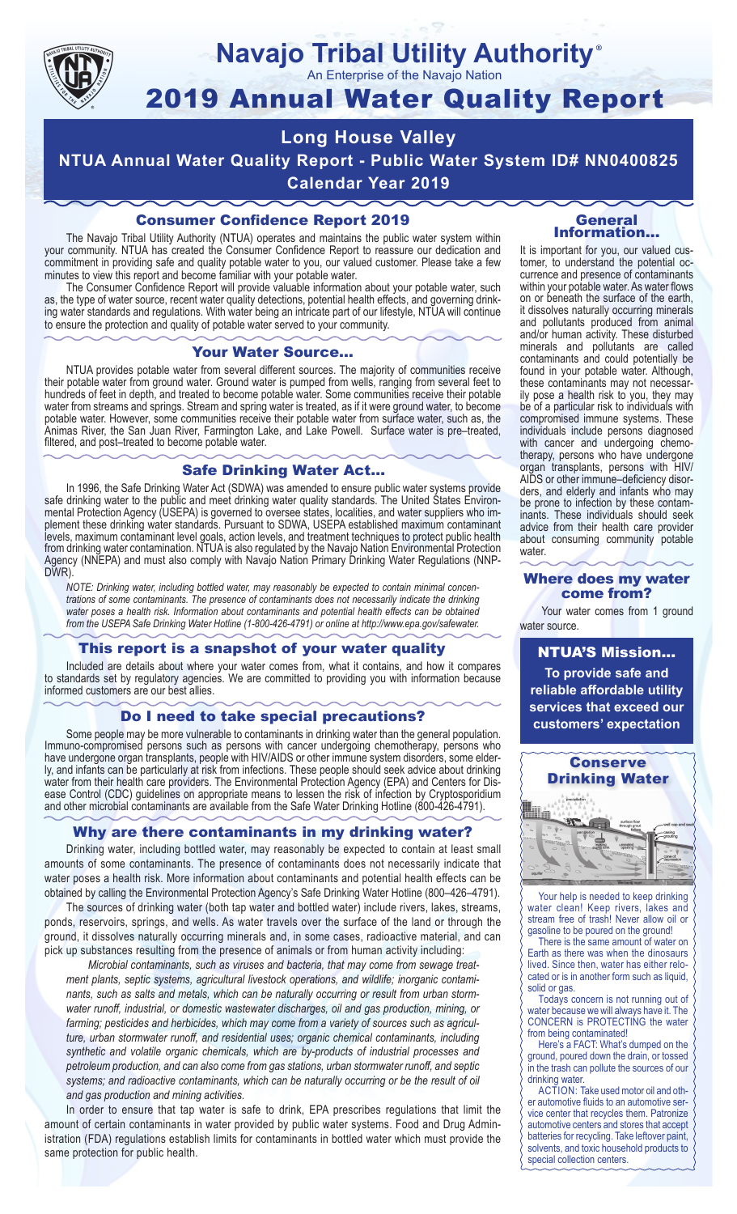# Navajo Tribal Utility Authority®

An Enterprise of the Navajo Nation

# 2019 Annual Water Quality Report

## Long House Valley

## NTUA Annual Water Quality Report - Public Water System ID# NN0400825

## Calendar Year 2019

### Consumer Confidence Report 2019

The Navajo Tribal Utility Authority (NTUA) operates and maintains the public water system within your community. NTUA has created the Consumer Confidence Report to reassure our dedication and commitment in providing safe and quality potable water to you, our valued customer. Please take a few minutes to view this report and become familiar with your potable water.

The Consumer Confidence Report will provide valuable information about your potable water, such as, the type of water source, recent water quality detections, potential health effects, and governing drinking water standards and regulations. With water being an intricate part of our lifestyle, NTUA will continue to ensure the protection and quality of potable water served to your community.

### Your Water Source…

NTUA provides potable water from several different sources. The majority of communities receive their potable water from ground water. Ground water is pumped from wells, ranging from several feet to hundreds of feet in depth, and treated to become potable water. Some communities receive their potable water from streams and springs. Stream and spring water is treated, as if it were ground water, to become potable water. However, some communities receive their potable water from surface water, such as, the Animas River, the San Juan River, Farmington Lake, and Lake Powell. Surface water is pre–treated, filtered, and post–treated to become potable water.

### Safe Drinking Water Act…

In 1996, the Safe Drinking Water Act (SDWA) was amended to ensure public water systems provide safe drinking water to the public and meet drinking water quality standards. The United States Environmental Protection Agency (USEPA) is governed to oversee states, localities, and water suppliers who implement these drinking water standards. Pursuant to SDWA, USEPA established maximum contaminant levels, maximum contaminant level goals, action levels, and treatment techniques to protect public health from drinking water contamination. NTUA is also regulated by the Navajo Nation Environmental Protection Agency (NNEPA) and must also comply with Navajo Nation Primary Drinking Water Regulations (NNPDWR).

*NOTE: Drinking water, including bottled water, may reasonably be expected to contain minimal concentrations of some contaminants. The presence of contaminants does not necessarily indicate the drinking water poses a health risk. Information about contaminants and potential health effects can be obtained from the USEPA Safe Drinking Water Hotline (1-800-426-4791) or online at http://www.epa.gov/safewater.*

### This report is a snapshot of your water quality

Included are details about where your water comes from, what it contains, and how it compares to standards set by regulatory agencies. We are committed to providing you with information because informed customers are our best allies.

### Do I need to take special precautions?

Some people may be more vulnerable to contaminants in drinking water than the general population. Immuno-compromised persons such as persons with cancer undergoing chemotherapy, persons who have undergone organ transplants, people with HIV/AIDS or other immune system disorders, some elderly, and infants can be particularly at risk from infections. These people should seek advice about drinking water from their health care providers. The Environmental Protection Agency (EPA) and Centers for Disease Control (CDC) guidelines on appropriate means to lessen the risk of infection by Cryptosporidium and other microbial contaminants are available from the Safe Water Drinking Hotline (800-426-4791).

### Why are there contaminants in my drinking water?

Drinking water, including bottled water, may reasonably be expected to contain at least small amounts of some contaminants. The presence of contaminants does not necessarily indicate that water poses a health risk. More information about contaminants and potential health effects can be obtained by calling the Environmental Protection Agency's Safe Drinking Water Hotline (800–426–4791).

The sources of drinking water (both tap water and bottled water) include rivers, lakes, streams, ponds, reservoirs, springs, and wells. As water travels over the surface of the land or through the ground, it dissolves naturally occurring minerals and, in some cases, radioactive material, and can pick up substances resulting from the presence of animals or from human activity including:

*Microbial contaminants, such as viruses and bacteria, that may come from sewage treatment plants, septic systems, agricultural livestock operations, and wildlife; inorganic contaminants, such as salts and metals, which can be naturally occurring or result from urban stormwater runoff, industrial, or domestic wastewater discharges, oil and gas production, mining, or farming; pesticides and herbicides, which may come from a variety of sources such as agriculture, urban stormwater runoff, and residential uses; organic chemical contaminants, including synthetic and volatile organic chemicals, which are by-products of industrial processes and petroleum production, and can also come from gas stations, urban stormwater runoff, and septic systems; and radioactive contaminants, which can be naturally occurring or be the result of oil and gas production and mining activities.*

In order to ensure that tap water is safe to drink, EPA prescribes regulations that limit the amount of certain contaminants in water provided by public water systems. Food and Drug Administration (FDA) regulations establish limits for contaminants in bottled water which must provide the same protection for public health.

### General Information…

It is important for you, our valued customer, to understand the potential occurrence and presence of contaminants within your potable water. As water flows on or beneath the surface of the earth, it dissolves naturally occurring minerals and pollutants produced from animal and/or human activity. These disturbed minerals and pollutants are called contaminants and could potentially be found in your potable water. Although, these contaminants may not necessarily pose a health risk to you, they may be of a particular risk to individuals with compromised immune systems. These individuals include persons diagnosed with cancer and undergoing chemotherapy, persons who have undergone organ transplants, persons with HIV/AIDS or other immune–deficiency disorders, and elderly and infants who may be prone to infection by these contaminants. These individuals should seek advice from their health care provider about consuming community potable water.

### Where does my water come from?

Your water comes from 1 ground water source.

### NTUA'S Mission…

**To provide safe and reliable affordable utility services that exceed our customers' expectation**

### Conserve Drinking Water

Your help is needed to keep drinking water clean! Keep rivers, lakes and stream free of trash! Never allow oil or gasoline to be poured on the ground!

There is the same amount of water on Earth as there was when the dinosaurs lived. Since then, water has either relocated or is in another form such as liquid, solid or gas.

Todays concern is not running out of water because we will always have it. The CONCERN is PROTECTING the water from being contaminated!

Here's a FACT: What's dumped on the ground, poured down the drain, or tossed in the trash can pollute the sources of our drinking water.

ACTION: Take used motor oil and other automotive fluids to an automotive service center that recycles them. Patronize automotive centers and stores that accept batteries for recycling. Take leftover paint, solvents, and toxic household products to special collection centers.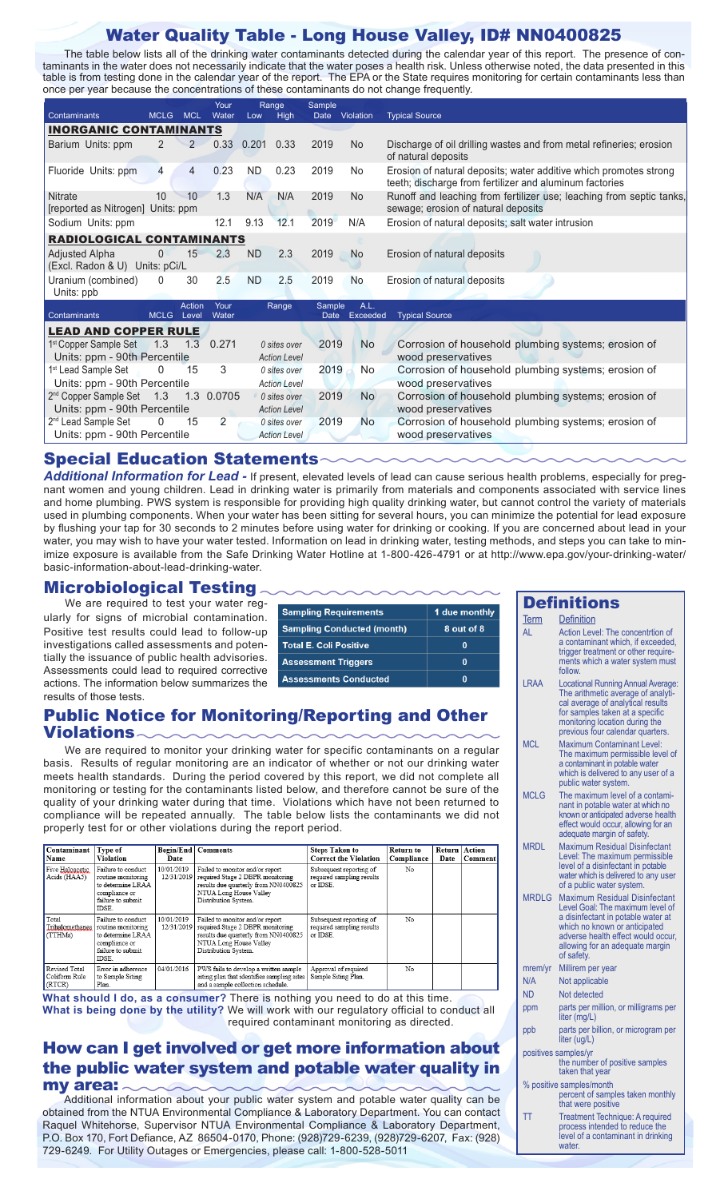# Water Quality Table - Long House Valley, ID# NN0400825

The table below lists all of the drinking water contaminants detected during the calendar year of this report. The presence of contaminants in the water does not necessarily indicate that the water poses a health risk. Unless otherwise noted, the data presented in this table is from testing done in the calendar year of the report. The EPA or the State requires monitoring for certain contaminants less than once per year because the concentrations of these contaminants do not change frequently.

| Contaminants | MCLG | MCL | Your Water | Range Low | Range High | Sample Date | Violation | Typical Source |
|---|---|---|---|---|---|---|---|---|
| **INORGANIC CONTAMINANTS** | | | | | | | | |
| Barium Units: ppm | 2 | 2 | 0.33 | 0.201 | 0.33 | 2019 | No | Discharge of oil drilling wastes and from metal refineries; erosion of natural deposits |
| Fluoride Units: ppm | 4 | 4 | 0.23 | ND | 0.23 | 2019 | No | Erosion of natural deposits; water additive which promotes strong teeth; discharge from fertilizer and aluminum factories |
| Nitrate [reported as Nitrogen] Units: ppm | 10 | 10 | 1.3 | N/A | N/A | 2019 | No | Runoff and leaching from fertilizer use; leaching from septic tanks, sewage; erosion of natural deposits |
| Sodium Units: ppm | | | 12.1 | 9.13 | 12.1 | 2019 | N/A | Erosion of natural deposits; salt water intrusion |
| **RADIOLOGICAL CONTAMINANTS** | | | | | | | | |
| Adjusted Alpha (Excl. Radon & U) Units: pCi/L | 0 | 15 | 2.3 | ND | 2.3 | 2019 | No | Erosion of natural deposits |
| Uranium (combined) Units: ppb | 0 | 30 | 2.5 | ND | 2.5 | 2019 | No | Erosion of natural deposits |

| Contaminants | MCLG | Action Level | Your Water | Range | Sample Date | A.L. Exceeded | Typical Source |
|---|---|---|---|---|---|---|---|
| **LEAD AND COPPER RULE** | | | | | | | |
| 1st Copper Sample Set Units: ppm - 90th Percentile | 1.3 | 1.3 | 0.271 | 0 sites over Action Level | 2019 | No | Corrosion of household plumbing systems; erosion of wood preservatives |
| 1st Lead Sample Set Units: ppm - 90th Percentile | 0 | 15 | 3 | 0 sites over Action Level | 2019 | No | Corrosion of household plumbing systems; erosion of wood preservatives |
| 2nd Copper Sample Set Units: ppm - 90th Percentile | 1.3 | 1.3 | 0.0705 | 0 sites over Action Level | 2019 | No | Corrosion of household plumbing systems; erosion of wood preservatives |
| 2nd Lead Sample Set Units: ppm - 90th Percentile | 0 | 15 | 2 | 0 sites over Action Level | 2019 | No | Corrosion of household plumbing systems; erosion of wood preservatives |

## Special Education Statements

***Additional Information for Lead -*** If present, elevated levels of lead can cause serious health problems, especially for pregnant women and young children. Lead in drinking water is primarily from materials and components associated with service lines and home plumbing. PWS system is responsible for providing high quality drinking water, but cannot control the variety of materials used in plumbing components. When your water has been sitting for several hours, you can minimize the potential for lead exposure by flushing your tap for 30 seconds to 2 minutes before using water for drinking or cooking. If you are concerned about lead in your water, you may wish to have your water tested. Information on lead in drinking water, testing methods, and steps you can take to minimize exposure is available from the Safe Drinking Water Hotline at 1-800-426-4791 or at http://www.epa.gov/your-drinking-water/basic-information-about-lead-drinking-water.

## Microbiological Testing

We are required to test your water regularly for signs of microbial contamination. Positive test results could lead to follow-up investigations called assessments and potentially the issuance of public health advisories. Assessments could lead to required corrective actions. The information below summarizes the results of those tests.

| Sampling Requirements | 1 due monthly |
|---|---|
| Sampling Conducted (month) | 8 out of 8 |
| Total E. Coli Positive | 0 |
| Assessment Triggers | 0 |
| Assessments Conducted | 0 |

## Public Notice for Monitoring/Reporting and Other Violations

We are required to monitor your drinking water for specific contaminants on a regular basis. Results of regular monitoring are an indicator of whether or not our drinking water meets health standards. During the period covered by this report, we did not complete all monitoring or testing for the contaminants listed below, and therefore cannot be sure of the quality of your drinking water during that time. Violations which have not been returned to compliance will be repeated annually. The table below lists the contaminants we did not properly test for or other violations during the report period.

| Contaminant Name | Type of Violation | Begin/End Date | Comments | Steps Taken to Correct the Violation | Return to Compliance | Return Date | Action Comment |
|---|---|---|---|---|---|---|---|
| Five Haloacetic Acids (HAA5) | Failure to conduct routine monitoring to determine LRAA compliance or failure to submit IDSE. | 10/01/2019 12/31/2019 | Failed to monitor and/or report required Stage 2 DBPR monitoring results due quarterly from NN0400825 NTUA Long House Valley Distribution System. | Subsequent reporting of required sampling results or IDSE. | No | | |
| Total Trihalomethanes (TTHMs) | Failure to conduct routine monitoring to determine LRAA compliance or failure to submit IDSE. | 10/01/2019 12/31/2019 | Failed to monitor and/or report required Stage 2 DBPR monitoring results due quarterly from NN0400825 NTUA Long House Valley Distribution System. | Subsequent reporting of required sampling results or IDSE. | No | | |
| Revised Total Coliform Rule (RTCR) | Error in adherence to Sample Siting Plan. | 04/01/2016 | PWS fails to develop a written sample siting plan that identifies sampling sites and a sample collection schedule. | Approval of required Sample Siting Plan. | No | | |

**What should I do, as a consumer?** There is nothing you need to do at this time.
**What is being done by the utility?** We will work with our regulatory official to conduct all required contaminant monitoring as directed.

## How can I get involved or get more information about the public water system and potable water quality in my area:

Additional information about your public water system and potable water quality can be obtained from the NTUA Environmental Compliance & Laboratory Department. You can contact Raquel Whitehorse, Supervisor NTUA Environmental Compliance & Laboratory Department, P.O. Box 170, Fort Defiance, AZ 86504-0170, Phone: (928)729-6239, (928)729-6207, Fax: (928) 729-6249. For Utility Outages or Emergencies, please call: 1-800-528-5011

## Definitions

| Term | Definition |
|---|---|
| AL | Action Level: The concentrtion of a contaminant which, if exceeded, trigger treatment or other requirements which a water system must follow. |
| LRAA | Locational Running Annual Average: The arithmetic average of analytical average of analytical results for samples taken at a specific monitoring location during the previous four calendar quarters. |
| MCL | Maximum Contaminant Level: The maximum permissible level of a contaminant in potable water which is delivered to any user of a public water system. |
| MCLG | The maximum level of a contaminant in potable water at which no known or anticipated adverse health effect would occur, allowing for an adequate margin of safety. |
| MRDL | Maximum Residual Disinfectant Level: The maximum permissible level of a disinfectant in potable water which is delivered to any user of a public water system. |
| MRDLG | Maximum Residual Disinfectant Level Goal: The maximum level of a disinfectant in potable water at which no known or anticipated adverse health effect would occur, allowing for an adequate margin of safety. |
| mrem/yr | Millirem per year |
| N/A | Not applicable |
| ND | Not detected |
| ppm | parts per million, or milligrams per liter (mg/L) |
| ppb | parts per billion, or microgram per liter (ug/L) |
| positives samples/yr | the number of positive samples taken that year |
| % positive samples/month | percent of samples taken monthly that were positive |
| TT | Treatment Technique: A required process intended to reduce the level of a contaminant in drinking water. |